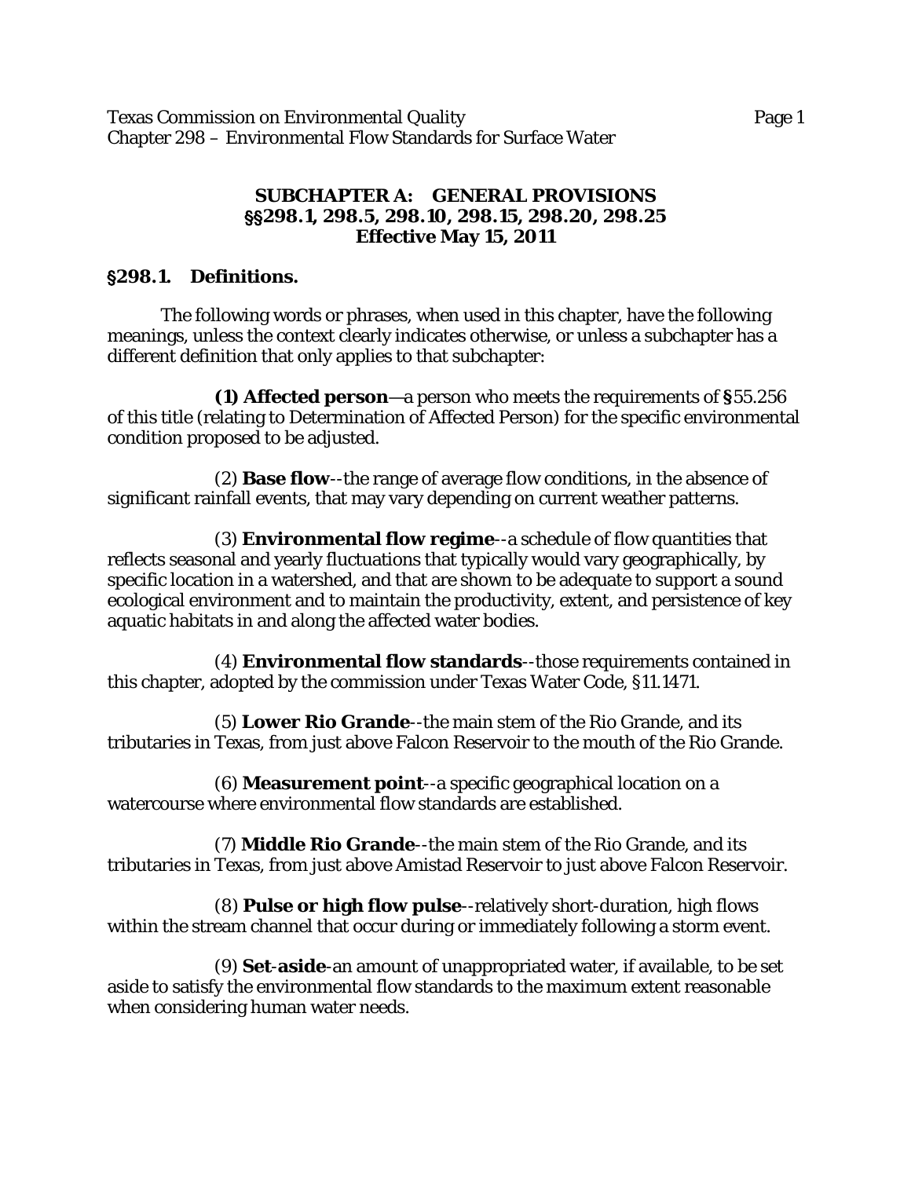**SUBCHAPTER A: GENERAL PROVISIONS**
**§§298.1, 298.5, 298.10, 298.15, 298.20, 298.25**
**Effective May 15, 2011**

## §298.1. Definitions.

The following words or phrases, when used in this chapter, have the following meanings, unless the context clearly indicates otherwise, or unless a subchapter has a different definition that only applies to that subchapter:

**(1) Affected person**—a person who meets the requirements of **§**55.256 of this title (relating to Determination of Affected Person) for the specific environmental condition proposed to be adjusted.

(2) **Base flow**--the range of average flow conditions, in the absence of significant rainfall events, that may vary depending on current weather patterns.

(3) **Environmental flow regime**--a schedule of flow quantities that reflects seasonal and yearly fluctuations that typically would vary geographically, by specific location in a watershed, and that are shown to be adequate to support a sound ecological environment and to maintain the productivity, extent, and persistence of key aquatic habitats in and along the affected water bodies.

(4) **Environmental flow standards**--those requirements contained in this chapter, adopted by the commission under Texas Water Code, §11.1471.

(5) **Lower Rio Grande**--the main stem of the Rio Grande, and its tributaries in Texas, from just above Falcon Reservoir to the mouth of the Rio Grande.

(6) **Measurement point**--a specific geographical location on a watercourse where environmental flow standards are established.

(7) **Middle Rio Grande**--the main stem of the Rio Grande, and its tributaries in Texas, from just above Amistad Reservoir to just above Falcon Reservoir.

(8) **Pulse or high flow pulse**--relatively short-duration, high flows within the stream channel that occur during or immediately following a storm event.

(9) **Set-aside**-an amount of unappropriated water, if available, to be set aside to satisfy the environmental flow standards to the maximum extent reasonable when considering human water needs.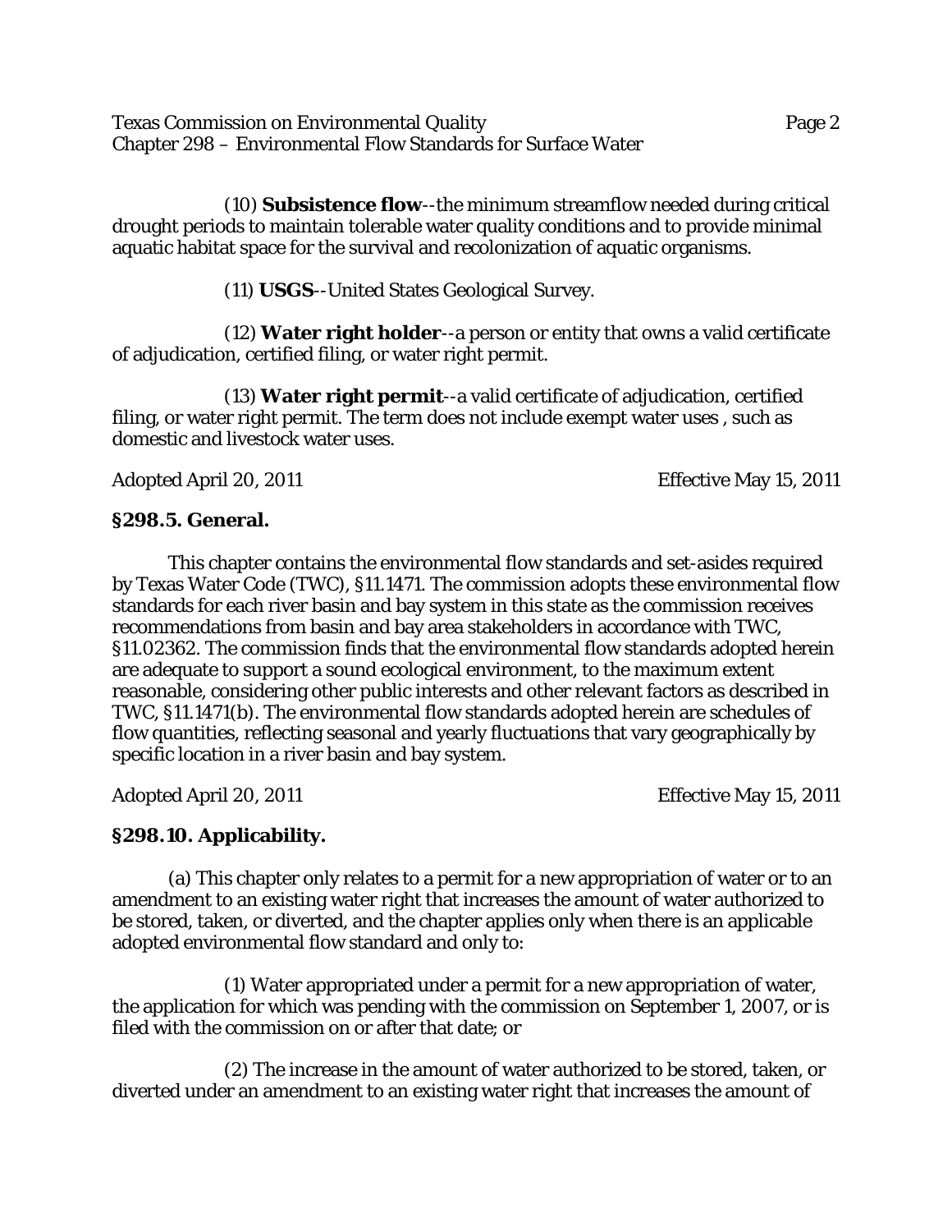(10) **Subsistence flow**--the minimum streamflow needed during critical drought periods to maintain tolerable water quality conditions and to provide minimal aquatic habitat space for the survival and recolonization of aquatic organisms.

(11) **USGS**--United States Geological Survey.

(12) **Water right holder**--a person or entity that owns a valid certificate of adjudication, certified filing, or water right permit.

(13) **Water right permit**--a valid certificate of adjudication, certified filing, or water right permit. The term does not include exempt water uses , such as domestic and livestock water uses.

Adopted April 20, 2011 Effective May 15, 2011

## §298.5. General.

This chapter contains the environmental flow standards and set-asides required by Texas Water Code (TWC), §11.1471. The commission adopts these environmental flow standards for each river basin and bay system in this state as the commission receives recommendations from basin and bay area stakeholders in accordance with TWC, §11.02362. The commission finds that the environmental flow standards adopted herein are adequate to support a sound ecological environment, to the maximum extent reasonable, considering other public interests and other relevant factors as described in TWC, §11.1471(b). The environmental flow standards adopted herein are schedules of flow quantities, reflecting seasonal and yearly fluctuations that vary geographically by specific location in a river basin and bay system.

Adopted April 20, 2011 Effective May 15, 2011

## §298.10. Applicability.

(a) This chapter only relates to a permit for a new appropriation of water or to an amendment to an existing water right that increases the amount of water authorized to be stored, taken, or diverted, and the chapter applies only when there is an applicable adopted environmental flow standard and only to:

(1) Water appropriated under a permit for a new appropriation of water, the application for which was pending with the commission on September 1, 2007, or is filed with the commission on or after that date; or

(2) The increase in the amount of water authorized to be stored, taken, or diverted under an amendment to an existing water right that increases the amount of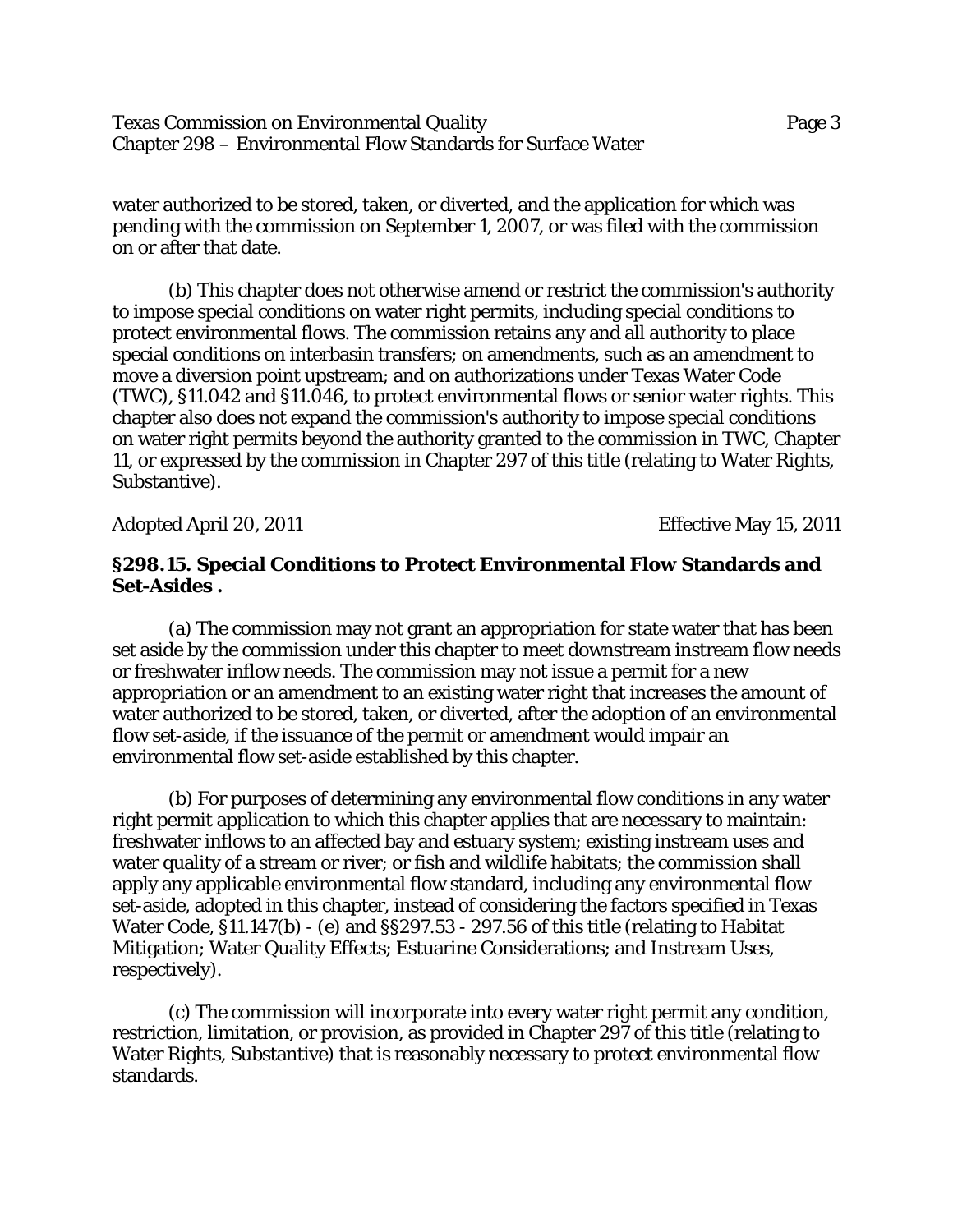water authorized to be stored, taken, or diverted, and the application for which was pending with the commission on September 1, 2007, or was filed with the commission on or after that date.

(b) This chapter does not otherwise amend or restrict the commission's authority to impose special conditions on water right permits, including special conditions to protect environmental flows. The commission retains any and all authority to place special conditions on interbasin transfers; on amendments, such as an amendment to move a diversion point upstream; and on authorizations under Texas Water Code (TWC), §11.042 and §11.046, to protect environmental flows or senior water rights. This chapter also does not expand the commission's authority to impose special conditions on water right permits beyond the authority granted to the commission in TWC, Chapter 11, or expressed by the commission in Chapter 297 of this title (relating to Water Rights, Substantive).

Adopted April 20, 2011 Effective May 15, 2011

**§298.15. Special Conditions to Protect Environmental Flow Standards and Set-Asides .**

(a) The commission may not grant an appropriation for state water that has been set aside by the commission under this chapter to meet downstream instream flow needs or freshwater inflow needs. The commission may not issue a permit for a new appropriation or an amendment to an existing water right that increases the amount of water authorized to be stored, taken, or diverted, after the adoption of an environmental flow set-aside, if the issuance of the permit or amendment would impair an environmental flow set-aside established by this chapter.

(b) For purposes of determining any environmental flow conditions in any water right permit application to which this chapter applies that are necessary to maintain: freshwater inflows to an affected bay and estuary system; existing instream uses and water quality of a stream or river; or fish and wildlife habitats; the commission shall apply any applicable environmental flow standard, including any environmental flow set-aside, adopted in this chapter, instead of considering the factors specified in Texas Water Code, §11.147(b) - (e) and §§297.53 - 297.56 of this title (relating to Habitat Mitigation; Water Quality Effects; Estuarine Considerations; and Instream Uses, respectively).

(c) The commission will incorporate into every water right permit any condition, restriction, limitation, or provision, as provided in Chapter 297 of this title (relating to Water Rights, Substantive) that is reasonably necessary to protect environmental flow standards.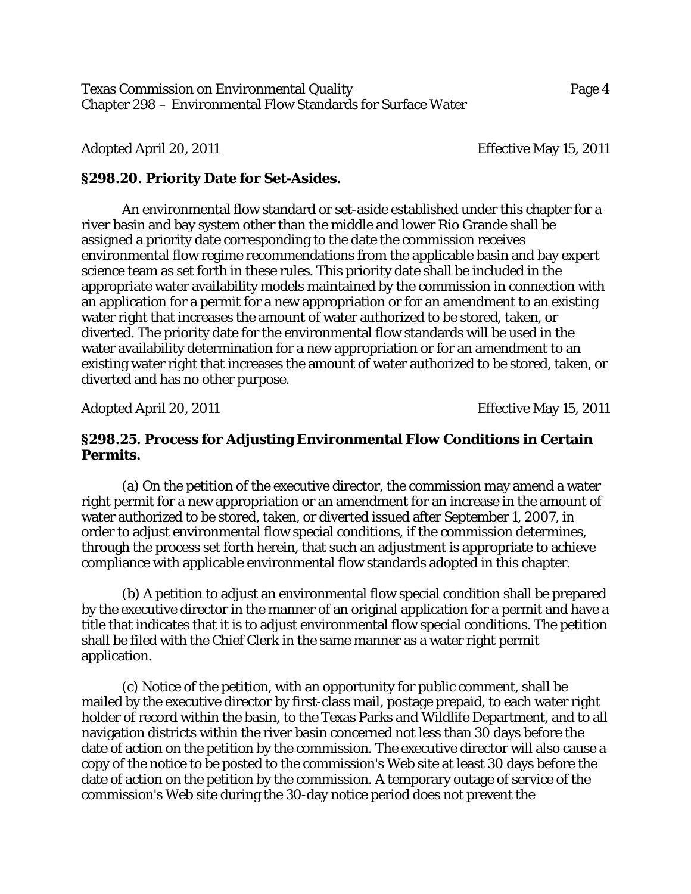Adopted April 20, 2011 Effective May 15, 2011

## §298.20. Priority Date for Set-Asides.

An environmental flow standard or set-aside established under this chapter for a river basin and bay system other than the middle and lower Rio Grande shall be assigned a priority date corresponding to the date the commission receives environmental flow regime recommendations from the applicable basin and bay expert science team as set forth in these rules. This priority date shall be included in the appropriate water availability models maintained by the commission in connection with an application for a permit for a new appropriation or for an amendment to an existing water right that increases the amount of water authorized to be stored, taken, or diverted. The priority date for the environmental flow standards will be used in the water availability determination for a new appropriation or for an amendment to an existing water right that increases the amount of water authorized to be stored, taken, or diverted and has no other purpose.

Adopted April 20, 2011 Effective May 15, 2011

## §298.25. Process for Adjusting Environmental Flow Conditions in Certain Permits.

(a) On the petition of the executive director, the commission may amend a water right permit for a new appropriation or an amendment for an increase in the amount of water authorized to be stored, taken, or diverted issued after September 1, 2007, in order to adjust environmental flow special conditions, if the commission determines, through the process set forth herein, that such an adjustment is appropriate to achieve compliance with applicable environmental flow standards adopted in this chapter.

(b) A petition to adjust an environmental flow special condition shall be prepared by the executive director in the manner of an original application for a permit and have a title that indicates that it is to adjust environmental flow special conditions. The petition shall be filed with the Chief Clerk in the same manner as a water right permit application.

(c) Notice of the petition, with an opportunity for public comment, shall be mailed by the executive director by first-class mail, postage prepaid, to each water right holder of record within the basin, to the Texas Parks and Wildlife Department, and to all navigation districts within the river basin concerned not less than 30 days before the date of action on the petition by the commission. The executive director will also cause a copy of the notice to be posted to the commission's Web site at least 30 days before the date of action on the petition by the commission. A temporary outage of service of the commission's Web site during the 30-day notice period does not prevent the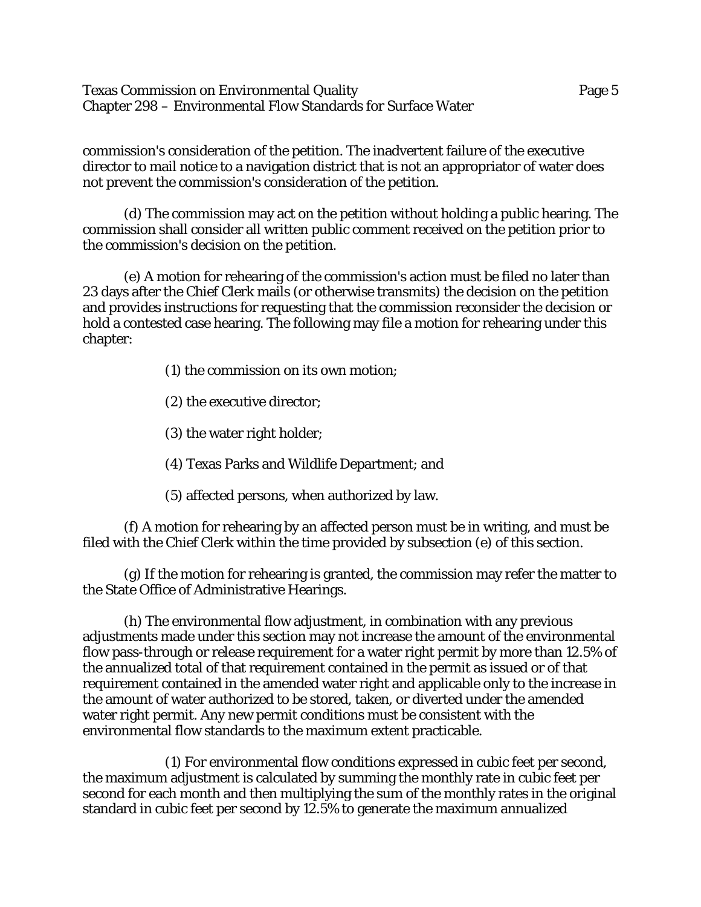commission's consideration of the petition. The inadvertent failure of the executive director to mail notice to a navigation district that is not an appropriator of water does not prevent the commission's consideration of the petition.

(d) The commission may act on the petition without holding a public hearing. The commission shall consider all written public comment received on the petition prior to the commission's decision on the petition.

(e) A motion for rehearing of the commission's action must be filed no later than 23 days after the Chief Clerk mails (or otherwise transmits) the decision on the petition and provides instructions for requesting that the commission reconsider the decision or hold a contested case hearing. The following may file a motion for rehearing under this chapter:

(1) the commission on its own motion;

(2) the executive director;

(3) the water right holder;

(4) Texas Parks and Wildlife Department; and

(5) affected persons, when authorized by law.

(f) A motion for rehearing by an affected person must be in writing, and must be filed with the Chief Clerk within the time provided by subsection (e) of this section.

(g) If the motion for rehearing is granted, the commission may refer the matter to the State Office of Administrative Hearings.

(h) The environmental flow adjustment, in combination with any previous adjustments made under this section may not increase the amount of the environmental flow pass-through or release requirement for a water right permit by more than 12.5% of the annualized total of that requirement contained in the permit as issued or of that requirement contained in the amended water right and applicable only to the increase in the amount of water authorized to be stored, taken, or diverted under the amended water right permit. Any new permit conditions must be consistent with the environmental flow standards to the maximum extent practicable.

(1) For environmental flow conditions expressed in cubic feet per second, the maximum adjustment is calculated by summing the monthly rate in cubic feet per second for each month and then multiplying the sum of the monthly rates in the original standard in cubic feet per second by 12.5% to generate the maximum annualized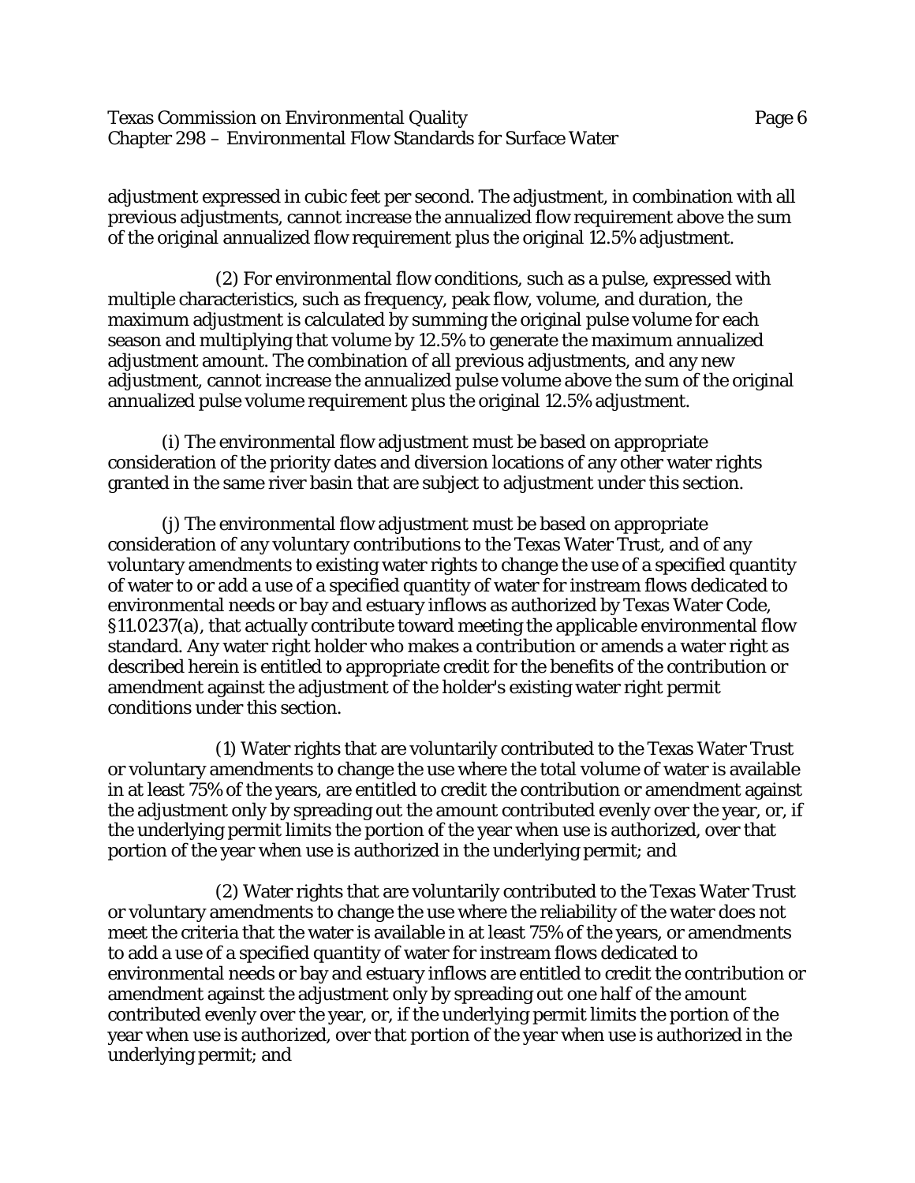adjustment expressed in cubic feet per second. The adjustment, in combination with all previous adjustments, cannot increase the annualized flow requirement above the sum of the original annualized flow requirement plus the original 12.5% adjustment.

(2) For environmental flow conditions, such as a pulse, expressed with multiple characteristics, such as frequency, peak flow, volume, and duration, the maximum adjustment is calculated by summing the original pulse volume for each season and multiplying that volume by 12.5% to generate the maximum annualized adjustment amount. The combination of all previous adjustments, and any new adjustment, cannot increase the annualized pulse volume above the sum of the original annualized pulse volume requirement plus the original 12.5% adjustment.

(i) The environmental flow adjustment must be based on appropriate consideration of the priority dates and diversion locations of any other water rights granted in the same river basin that are subject to adjustment under this section.

(j) The environmental flow adjustment must be based on appropriate consideration of any voluntary contributions to the Texas Water Trust, and of any voluntary amendments to existing water rights to change the use of a specified quantity of water to or add a use of a specified quantity of water for instream flows dedicated to environmental needs or bay and estuary inflows as authorized by Texas Water Code, §11.0237(a), that actually contribute toward meeting the applicable environmental flow standard. Any water right holder who makes a contribution or amends a water right as described herein is entitled to appropriate credit for the benefits of the contribution or amendment against the adjustment of the holder's existing water right permit conditions under this section.

(1) Water rights that are voluntarily contributed to the Texas Water Trust or voluntary amendments to change the use where the total volume of water is available in at least 75% of the years, are entitled to credit the contribution or amendment against the adjustment only by spreading out the amount contributed evenly over the year, or, if the underlying permit limits the portion of the year when use is authorized, over that portion of the year when use is authorized in the underlying permit; and

(2) Water rights that are voluntarily contributed to the Texas Water Trust or voluntary amendments to change the use where the reliability of the water does not meet the criteria that the water is available in at least 75% of the years, or amendments to add a use of a specified quantity of water for instream flows dedicated to environmental needs or bay and estuary inflows are entitled to credit the contribution or amendment against the adjustment only by spreading out one half of the amount contributed evenly over the year, or, if the underlying permit limits the portion of the year when use is authorized, over that portion of the year when use is authorized in the underlying permit; and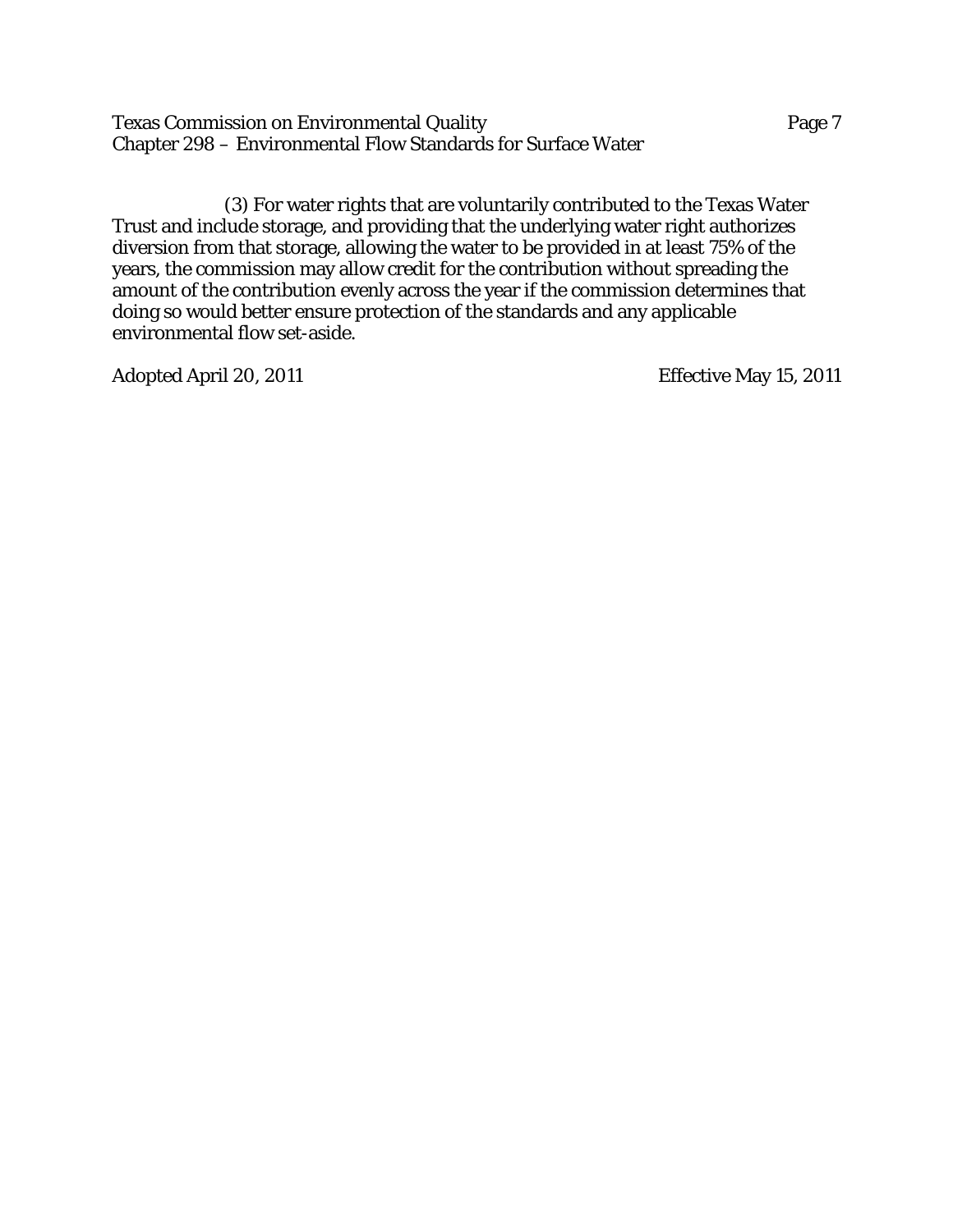(3) For water rights that are voluntarily contributed to the Texas Water Trust and include storage, and providing that the underlying water right authorizes diversion from that storage, allowing the water to be provided in at least 75% of the years, the commission may allow credit for the contribution without spreading the amount of the contribution evenly across the year if the commission determines that doing so would better ensure protection of the standards and any applicable environmental flow set-aside.

Adopted April 20, 2011 Effective May 15, 2011